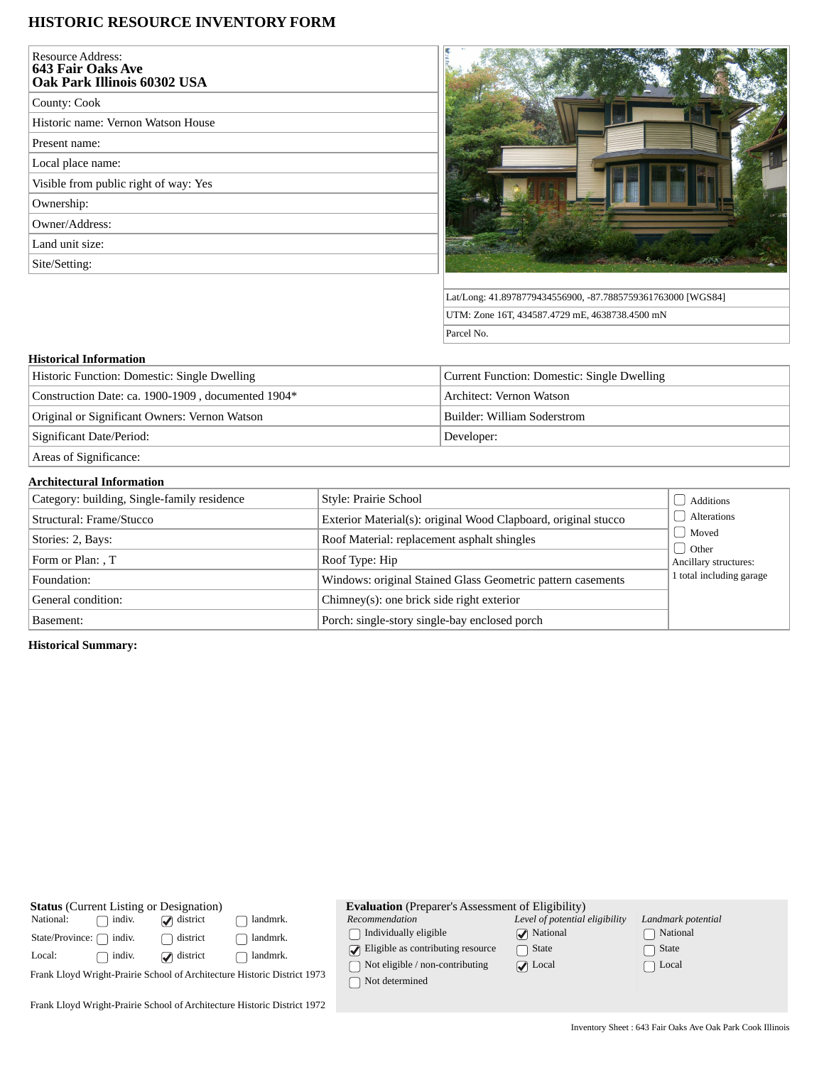# HISTORIC RESOURCE INVENTORY FORM

| | |
|---|---|
| Resource Address: **643 Fair Oaks Ave Oak Park Illinois 60302 USA** | |
| County: Cook | |
| Historic name: Vernon Watson House | |
| Present name: | |
| Local place name: | |
| Visible from public right of way: Yes | |
| Ownership: | |
| Owner/Address: | |
| Land unit size: | |
| Site/Setting: | |

Lat/Long: 41.8978779434556900, -87.7885759361763000 [WGS84]

UTM: Zone 16T, 434587.4729 mE, 4638738.4500 mN

Parcel No.

### Historical Information

| | |
|---|---|
| Historic Function: Domestic: Single Dwelling | Current Function: Domestic: Single Dwelling |
| Construction Date: ca. 1900-1909 , documented 1904* | Architect: Vernon Watson |
| Original or Significant Owners: Vernon Watson | Builder: William Soderstrom |
| Significant Date/Period: | Developer: |
| Areas of Significance: | |

### Architectural Information

| | | |
|---|---|---|
| Category: building, Single-family residence | Style: Prairie School | ☐ Additions |
| Structural: Frame/Stucco | Exterior Material(s): original Wood Clapboard, original stucco | ☐ Alterations |
| Stories: 2, Bays: | Roof Material: replacement asphalt shingles | ☐ Moved |
| Form or Plan: , T | Roof Type: Hip | ☐ Other |
| Foundation: | Windows: original Stained Glass Geometric pattern casements | Ancillary structures: 1 total including garage |
| General condition: | Chimney(s): one brick side right exterior | |
| Basement: | Porch: single-story single-bay enclosed porch | |

**Historical Summary:**

**Status** (Current Listing or Designation)

| | | | |
|---|---|---|---|
| National: | ☐ indiv. | ☑ district | ☐ landmrk. |
| State/Province: | ☐ indiv. | ☐ district | ☐ landmrk. |
| Local: | ☐ indiv. | ☑ district | ☐ landmrk. |

Frank Lloyd Wright-Prairie School of Architecture Historic District 1973

Frank Lloyd Wright-Prairie School of Architecture Historic District 1972

**Evaluation** (Preparer's Assessment of Eligibility)

| *Recommendation* | *Level of potential eligibility* | *Landmark potential* |
|---|---|---|
| ☐ Individually eligible | ☑ National | ☐ National |
| ☑ Eligible as contributing resource | ☐ State | ☐ State |
| ☐ Not eligible / non-contributing | ☑ Local | ☐ Local |
| ☐ Not determined | | |

Inventory Sheet : 643 Fair Oaks Ave Oak Park Cook Illinois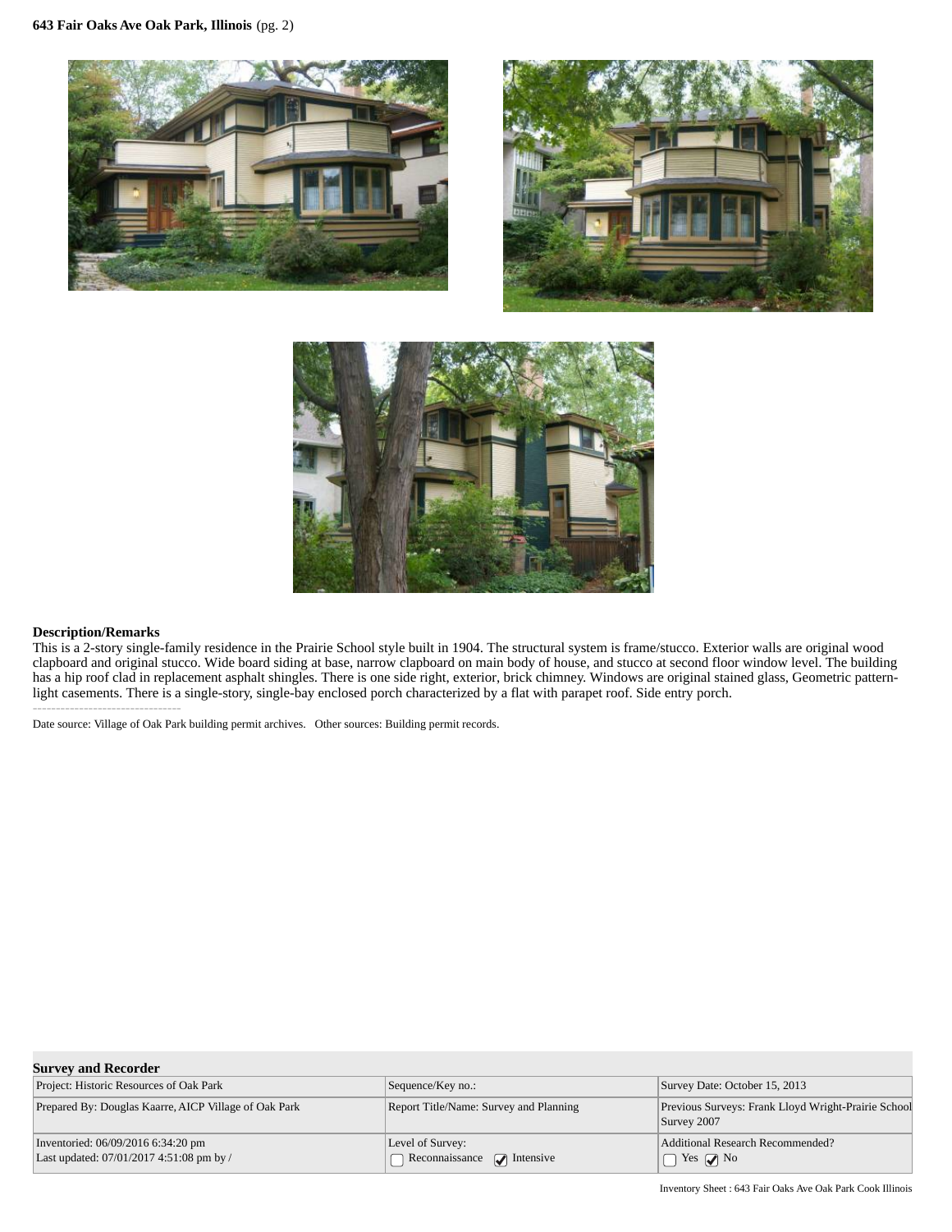**643 Fair Oaks Ave Oak Park, Illinois** (pg. 2)

**Description/Remarks**

This is a 2-story single-family residence in the Prairie School style built in 1904. The structural system is frame/stucco. Exterior walls are original wood clapboard and original stucco. Wide board siding at base, narrow clapboard on main body of house, and stucco at second floor window level. The building has a hip roof clad in replacement asphalt shingles. There is one side right, exterior, brick chimney. Windows are original stained glass, Geometric pattern-light casements. There is a single-story, single-bay enclosed porch characterized by a flat with parapet roof. Side entry porch.

Date source: Village of Oak Park building permit archives. Other sources: Building permit records.

**Survey and Recorder**

| | | |
|---|---|---|
| Project: Historic Resources of Oak Park | Sequence/Key no.: | Survey Date: October 15, 2013 |
| Prepared By: Douglas Kaarre, AICP Village of Oak Park | Report Title/Name: Survey and Planning | Previous Surveys: Frank Lloyd Wright-Prairie School Survey 2007 |
| Inventoried: 06/09/2016 6:34:20 pm<br>Last updated: 07/01/2017 4:51:08 pm by / | Level of Survey:<br>☐ Reconnaissance ☑ Intensive | Additional Research Recommended?<br>☐ Yes ☑ No |

Inventory Sheet : 643 Fair Oaks Ave Oak Park Cook Illinois